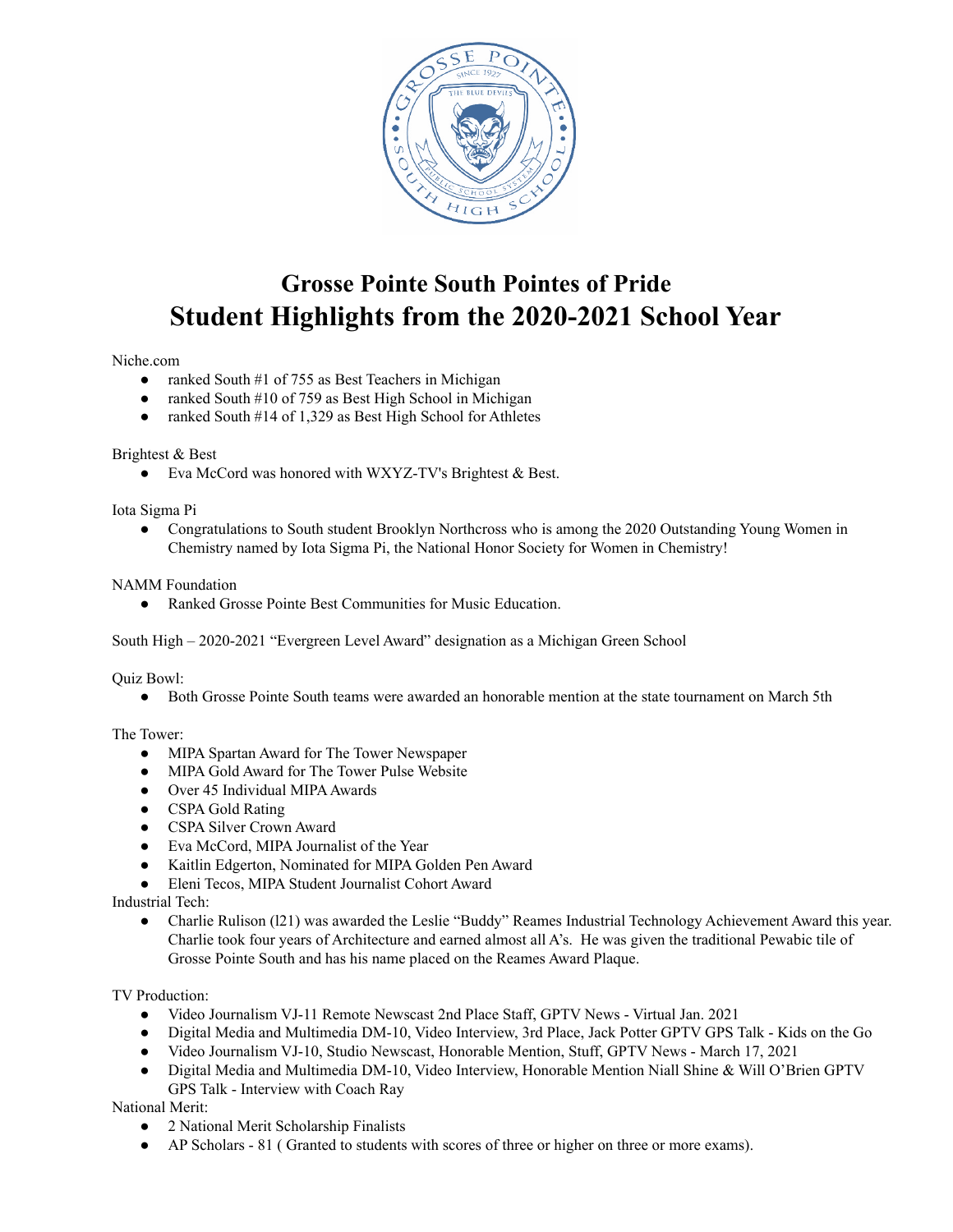# Grosse Pointe South Pointes of Pride
# Student Highlights from the 2020-2021 School Year

Niche.com

- ranked South #1 of 755 as Best Teachers in Michigan
- ranked South #10 of 759 as Best High School in Michigan
- ranked South #14 of 1,329 as Best High School for Athletes

Brightest & Best

- Eva McCord was honored with WXYZ-TV's Brightest & Best.

Iota Sigma Pi

- Congratulations to South student Brooklyn Northcross who is among the 2020 Outstanding Young Women in Chemistry named by Iota Sigma Pi, the National Honor Society for Women in Chemistry!

NAMM Foundation

- Ranked Grosse Pointe Best Communities for Music Education.

South High – 2020-2021 "Evergreen Level Award" designation as a Michigan Green School

Quiz Bowl:

- Both Grosse Pointe South teams were awarded an honorable mention at the state tournament on March 5th

The Tower:

- MIPA Spartan Award for The Tower Newspaper
- MIPA Gold Award for The Tower Pulse Website
- Over 45 Individual MIPA Awards
- CSPA Gold Rating
- CSPA Silver Crown Award
- Eva McCord, MIPA Journalist of the Year
- Kaitlin Edgerton, Nominated for MIPA Golden Pen Award
- Eleni Tecos, MIPA Student Journalist Cohort Award

Industrial Tech:

- Charlie Rulison (l21) was awarded the Leslie "Buddy" Reames Industrial Technology Achievement Award this year. Charlie took four years of Architecture and earned almost all A's. He was given the traditional Pewabic tile of Grosse Pointe South and has his name placed on the Reames Award Plaque.

TV Production:

- Video Journalism VJ-11 Remote Newscast 2nd Place Staff, GPTV News - Virtual Jan. 2021
- Digital Media and Multimedia DM-10, Video Interview, 3rd Place, Jack Potter GPTV GPS Talk - Kids on the Go
- Video Journalism VJ-10, Studio Newscast, Honorable Mention, Stuff, GPTV News - March 17, 2021
- Digital Media and Multimedia DM-10, Video Interview, Honorable Mention Niall Shine & Will O'Brien GPTV GPS Talk - Interview with Coach Ray

National Merit:

- 2 National Merit Scholarship Finalists
- AP Scholars - 81 ( Granted to students with scores of three or higher on three or more exams).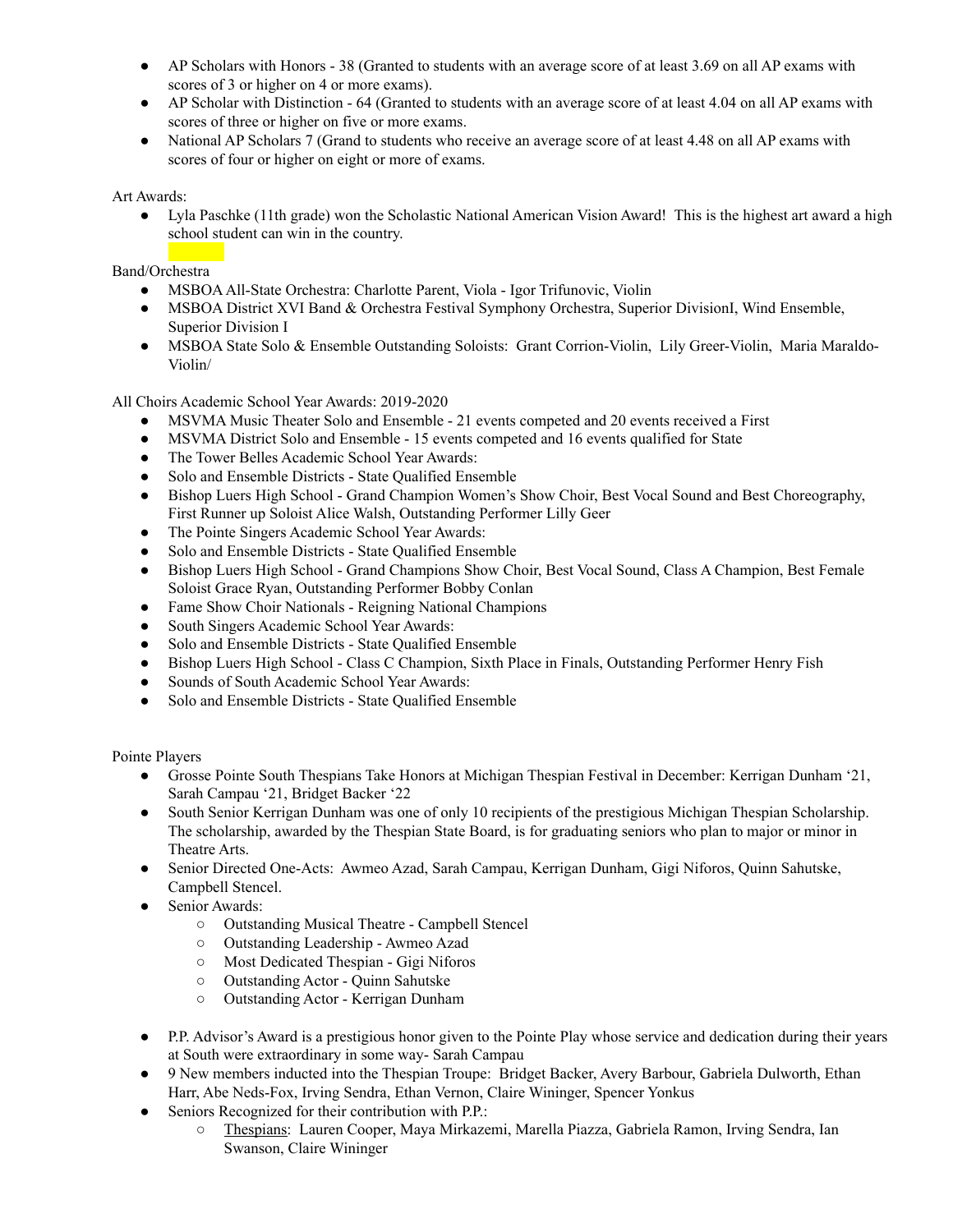- AP Scholars with Honors - 38 (Granted to students with an average score of at least 3.69 on all AP exams with scores of 3 or higher on 4 or more exams).
- AP Scholar with Distinction - 64 (Granted to students with an average score of at least 4.04 on all AP exams with scores of three or higher on five or more exams.
- National AP Scholars 7 (Grand to students who receive an average score of at least 4.48 on all AP exams with scores of four or higher on eight or more of exams.

Art Awards:

- Lyla Paschke (11th grade) won the Scholastic National American Vision Award! This is the highest art award a high school student can win in the country.

Band/Orchestra

- MSBOA All-State Orchestra: Charlotte Parent, Viola - Igor Trifunovic, Violin
- MSBOA District XVI Band & Orchestra Festival Symphony Orchestra, Superior DivisionI, Wind Ensemble, Superior Division I
- MSBOA State Solo & Ensemble Outstanding Soloists: Grant Corrion-Violin, Lily Greer-Violin, Maria Maraldo-Violin/

All Choirs Academic School Year Awards: 2019-2020

- MSVMA Music Theater Solo and Ensemble - 21 events competed and 20 events received a First
- MSVMA District Solo and Ensemble - 15 events competed and 16 events qualified for State
- The Tower Belles Academic School Year Awards:
- Solo and Ensemble Districts - State Qualified Ensemble
- Bishop Luers High School - Grand Champion Women's Show Choir, Best Vocal Sound and Best Choreography, First Runner up Soloist Alice Walsh, Outstanding Performer Lilly Geer
- The Pointe Singers Academic School Year Awards:
- Solo and Ensemble Districts - State Qualified Ensemble
- Bishop Luers High School - Grand Champions Show Choir, Best Vocal Sound, Class A Champion, Best Female Soloist Grace Ryan, Outstanding Performer Bobby Conlan
- Fame Show Choir Nationals - Reigning National Champions
- South Singers Academic School Year Awards:
- Solo and Ensemble Districts - State Qualified Ensemble
- Bishop Luers High School - Class C Champion, Sixth Place in Finals, Outstanding Performer Henry Fish
- Sounds of South Academic School Year Awards:
- Solo and Ensemble Districts - State Qualified Ensemble

Pointe Players

- Grosse Pointe South Thespians Take Honors at Michigan Thespian Festival in December: Kerrigan Dunham '21, Sarah Campau '21, Bridget Backer '22
- South Senior Kerrigan Dunham was one of only 10 recipients of the prestigious Michigan Thespian Scholarship. The scholarship, awarded by the Thespian State Board, is for graduating seniors who plan to major or minor in Theatre Arts.
- Senior Directed One-Acts: Awmeo Azad, Sarah Campau, Kerrigan Dunham, Gigi Niforos, Quinn Sahutske, Campbell Stencel.
- Senior Awards:
  - Outstanding Musical Theatre - Campbell Stencel
  - Outstanding Leadership - Awmeo Azad
  - Most Dedicated Thespian - Gigi Niforos
  - Outstanding Actor - Quinn Sahutske
  - Outstanding Actor - Kerrigan Dunham

- P.P. Advisor's Award is a prestigious honor given to the Pointe Play whose service and dedication during their years at South were extraordinary in some way- Sarah Campau
- 9 New members inducted into the Thespian Troupe: Bridget Backer, Avery Barbour, Gabriela Dulworth, Ethan Harr, Abe Neds-Fox, Irving Sendra, Ethan Vernon, Claire Wininger, Spencer Yonkus
- Seniors Recognized for their contribution with P.P.:
  - Thespians: Lauren Cooper, Maya Mirkazemi, Marella Piazza, Gabriela Ramon, Irving Sendra, Ian Swanson, Claire Wininger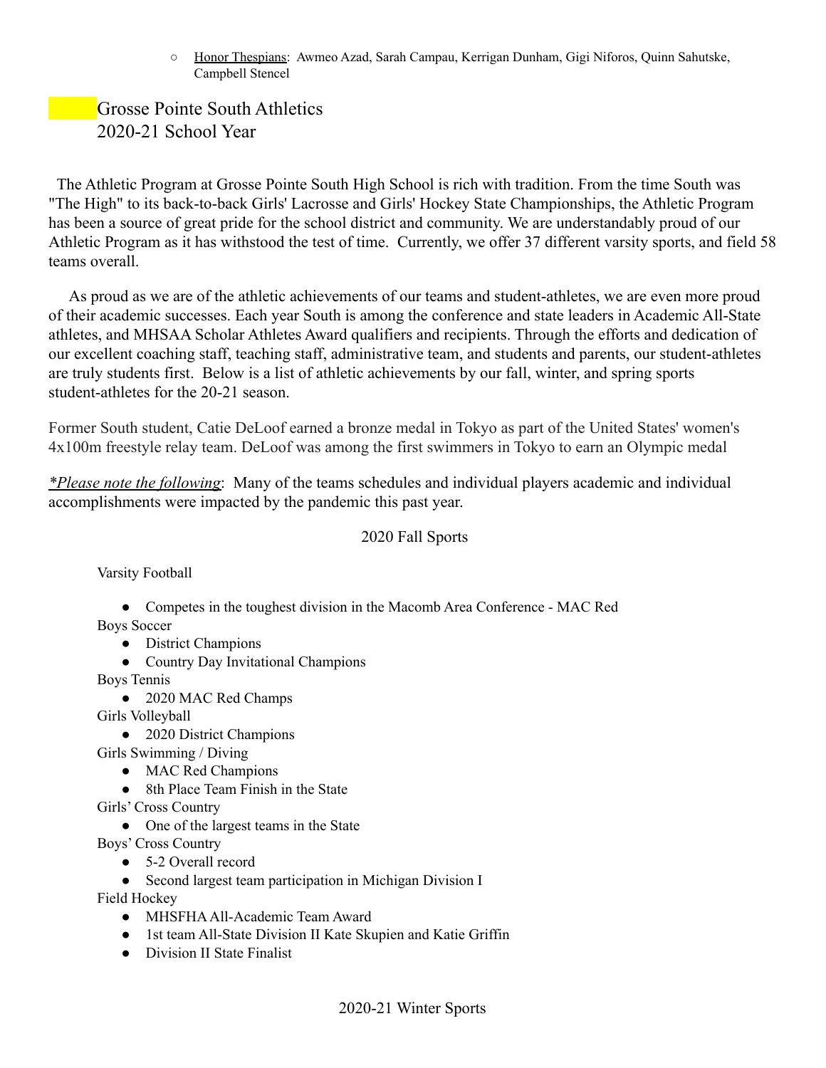- Honor Thespians: Awmeo Azad, Sarah Campau, Kerrigan Dunham, Gigi Niforos, Quinn Sahutske, Campbell Stencel

## Grosse Pointe South Athletics
## 2020-21 School Year

The Athletic Program at Grosse Pointe South High School is rich with tradition. From the time South was "The High" to its back-to-back Girls' Lacrosse and Girls' Hockey State Championships, the Athletic Program has been a source of great pride for the school district and community. We are understandably proud of our Athletic Program as it has withstood the test of time. Currently, we offer 37 different varsity sports, and field 58 teams overall.

As proud as we are of the athletic achievements of our teams and student-athletes, we are even more proud of their academic successes. Each year South is among the conference and state leaders in Academic All-State athletes, and MHSAA Scholar Athletes Award qualifiers and recipients. Through the efforts and dedication of our excellent coaching staff, teaching staff, administrative team, and students and parents, our student-athletes are truly students first. Below is a list of athletic achievements by our fall, winter, and spring sports student-athletes for the 20-21 season.

Former South student, Catie DeLoof earned a bronze medal in Tokyo as part of the United States' women's 4x100m freestyle relay team. DeLoof was among the first swimmers in Tokyo to earn an Olympic medal

*Please note the following*: Many of the teams schedules and individual players academic and individual accomplishments were impacted by the pandemic this past year.

### 2020 Fall Sports

Varsity Football
- Competes in the toughest division in the Macomb Area Conference - MAC Red

Boys Soccer
- District Champions
- Country Day Invitational Champions

Boys Tennis
- 2020 MAC Red Champs

Girls Volleyball
- 2020 District Champions

Girls Swimming / Diving
- MAC Red Champions
- 8th Place Team Finish in the State

Girls' Cross Country
- One of the largest teams in the State

Boys' Cross Country
- 5-2 Overall record
- Second largest team participation in Michigan Division I

Field Hockey
- MHSFHA All-Academic Team Award
- 1st team All-State Division II Kate Skupien and Katie Griffin
- Division II State Finalist

### 2020-21 Winter Sports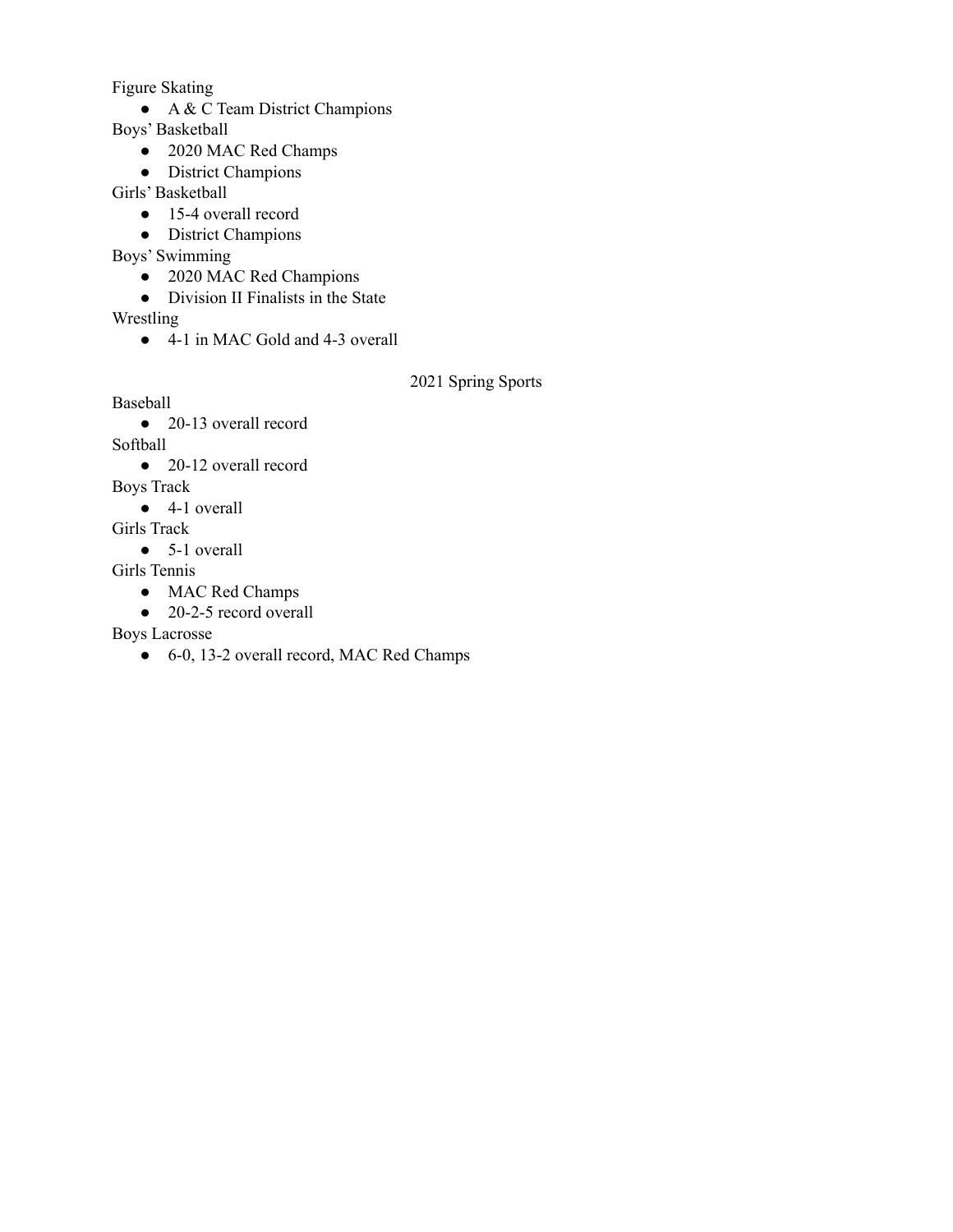Figure Skating

- A & C Team District Champions

Boys' Basketball

- 2020 MAC Red Champs
- District Champions

Girls' Basketball

- 15-4 overall record
- District Champions

Boys' Swimming

- 2020 MAC Red Champions
- Division II Finalists in the State

Wrestling

- 4-1 in MAC Gold and 4-3 overall

## 2021 Spring Sports

Baseball

- 20-13 overall record

Softball

- 20-12 overall record

Boys Track

- 4-1 overall

Girls Track

- 5-1 overall

Girls Tennis

- MAC Red Champs
- 20-2-5 record overall

Boys Lacrosse

- 6-0, 13-2 overall record, MAC Red Champs